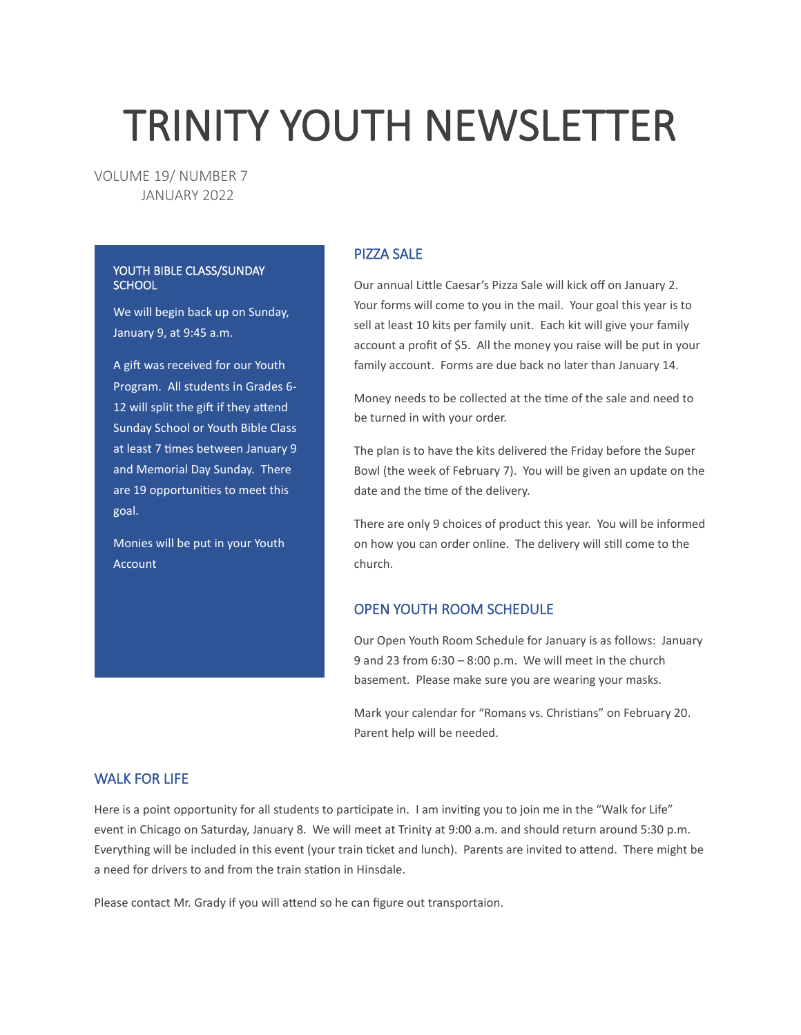# TRINITY YOUTH NEWSLETTER

VOLUME 19/ NUMBER 7
JANUARY 2022

### YOUTH BIBLE CLASS/SUNDAY SCHOOL

We will begin back up on Sunday, January 9, at 9:45 a.m.

A gift was received for our Youth Program. All students in Grades 6-12 will split the gift if they attend Sunday School or Youth Bible Class at least 7 times between January 9 and Memorial Day Sunday. There are 19 opportunities to meet this goal.

Monies will be put in your Youth Account

## PIZZA SALE

Our annual Little Caesar's Pizza Sale will kick off on January 2. Your forms will come to you in the mail. Your goal this year is to sell at least 10 kits per family unit. Each kit will give your family account a profit of $5. All the money you raise will be put in your family account. Forms are due back no later than January 14.

Money needs to be collected at the time of the sale and need to be turned in with your order.

The plan is to have the kits delivered the Friday before the Super Bowl (the week of February 7). You will be given an update on the date and the time of the delivery.

There are only 9 choices of product this year. You will be informed on how you can order online. The delivery will still come to the church.

## OPEN YOUTH ROOM SCHEDULE

Our Open Youth Room Schedule for January is as follows: January 9 and 23 from 6:30 – 8:00 p.m. We will meet in the church basement. Please make sure you are wearing your masks.

Mark your calendar for "Romans vs. Christians" on February 20. Parent help will be needed.

## WALK FOR LIFE

Here is a point opportunity for all students to participate in. I am inviting you to join me in the "Walk for Life" event in Chicago on Saturday, January 8. We will meet at Trinity at 9:00 a.m. and should return around 5:30 p.m. Everything will be included in this event (your train ticket and lunch). Parents are invited to attend. There might be a need for drivers to and from the train station in Hinsdale.

Please contact Mr. Grady if you will attend so he can figure out transportaion.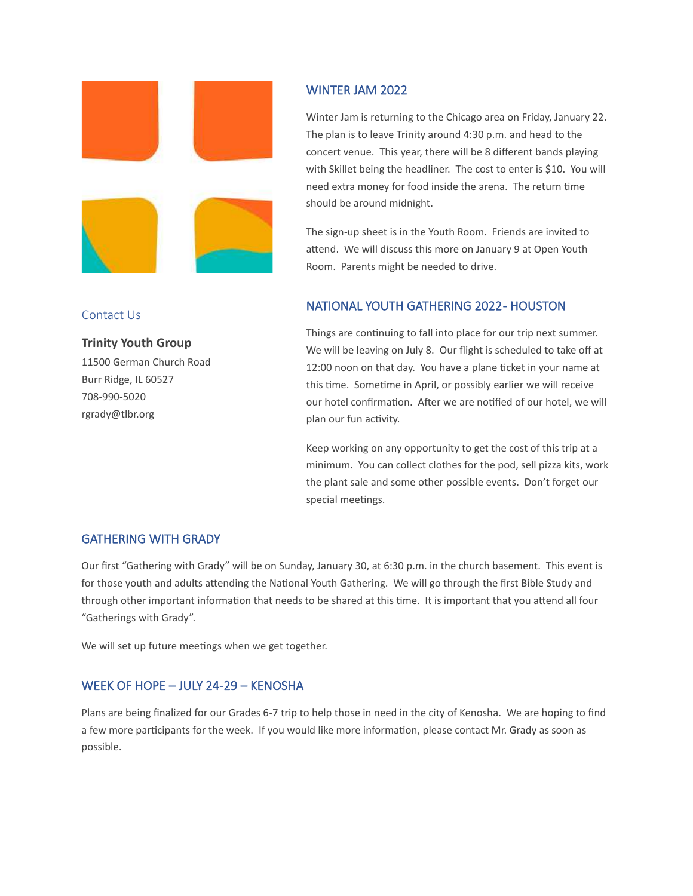## WINTER JAM 2022

Winter Jam is returning to the Chicago area on Friday, January 22. The plan is to leave Trinity around 4:30 p.m. and head to the concert venue. This year, there will be 8 different bands playing with Skillet being the headliner. The cost to enter is $10. You will need extra money for food inside the arena. The return time should be around midnight.

The sign-up sheet is in the Youth Room. Friends are invited to attend. We will discuss this more on January 9 at Open Youth Room. Parents might be needed to drive.

## NATIONAL YOUTH GATHERING 2022- HOUSTON

Things are continuing to fall into place for our trip next summer. We will be leaving on July 8. Our flight is scheduled to take off at 12:00 noon on that day. You have a plane ticket in your name at this time. Sometime in April, or possibly earlier we will receive our hotel confirmation. After we are notified of our hotel, we will plan our fun activity.

Keep working on any opportunity to get the cost of this trip at a minimum. You can collect clothes for the pod, sell pizza kits, work the plant sale and some other possible events. Don't forget our special meetings.

## Contact Us

**Trinity Youth Group**
11500 German Church Road
Burr Ridge, IL 60527
708-990-5020
rgrady@tlbr.org

## GATHERING WITH GRADY

Our first "Gathering with Grady" will be on Sunday, January 30, at 6:30 p.m. in the church basement. This event is for those youth and adults attending the National Youth Gathering. We will go through the first Bible Study and through other important information that needs to be shared at this time. It is important that you attend all four "Gatherings with Grady".

We will set up future meetings when we get together.

## WEEK OF HOPE – JULY 24-29 – KENOSHA

Plans are being finalized for our Grades 6-7 trip to help those in need in the city of Kenosha. We are hoping to find a few more participants for the week. If you would like more information, please contact Mr. Grady as soon as possible.